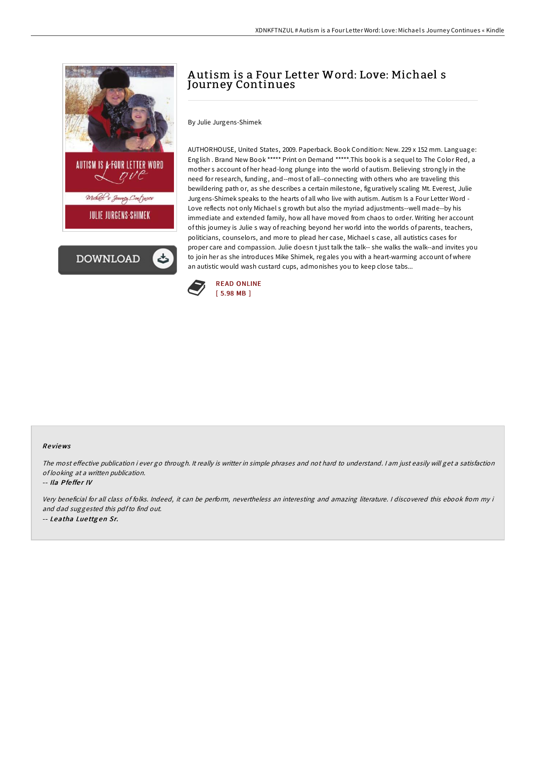# Autism is a Four Letter Word: Love: Michael s Journey Continues

By Julie Jurgens-Shimek

AUTHORHOUSE, United States, 2009. Paperback. Book Condition: New. 229 x 152 mm. Language: English . Brand New Book ***** Print on Demand *****.This book is a sequel to The Color Red, a mother s account of her head-long plunge into the world of autism. Believing strongly in the need for research, funding, and--most of all--connecting with others who are traveling this bewildering path or, as she describes a certain milestone, figuratively scaling Mt. Everest, Julie Jurgens-Shimek speaks to the hearts of all who live with autism. Autism Is a Four Letter Word - Love reflects not only Michael s growth but also the myriad adjustments--well made--by his immediate and extended family, how all have moved from chaos to order. Writing her account of this journey is Julie s way of reaching beyond her world into the worlds of parents, teachers, politicians, counselors, and more to plead her case, Michael s case, all autistics cases for proper care and compassion. Julie doesn t just talk the talk-- she walks the walk--and invites you to join her as she introduces Mike Shimek, regales you with a heart-warming account of where an autistic would wash custard cups, admonishes you to keep close tabs...

READ ONLINE
[ 5.98 MB ]

### Reviews

*The most effective publication i ever go through. It really is writter in simple phrases and not hard to understand. I am just easily will get a satisfaction of looking at a written publication.*

-- ***Ila Pfeffer IV***

*Very beneficial for all class of folks. Indeed, it can be perform, nevertheless an interesting and amazing literature. I discovered this ebook from my i and dad suggested this pdf to find out.*

-- ***Leatha Luettgen Sr.***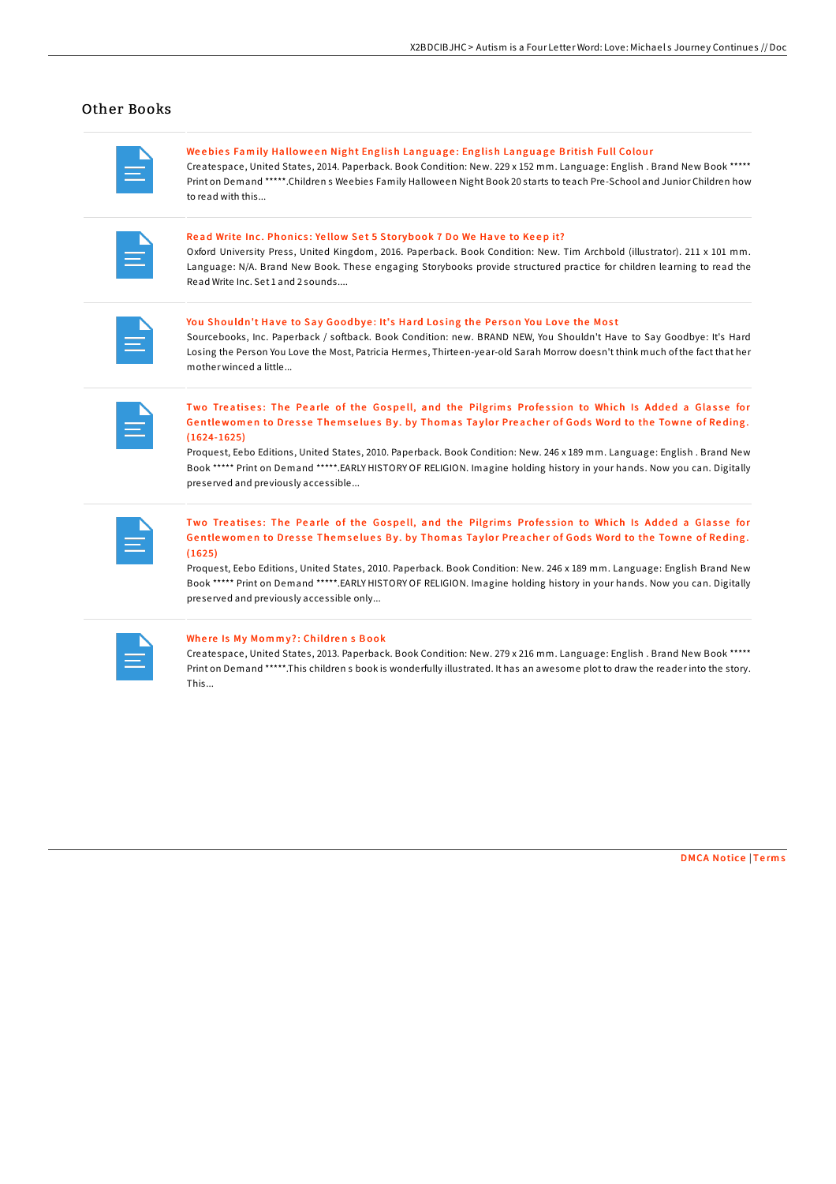## Other Books

### Weebies Family Halloween Night English Language: English Language British Full Colour

Createspace, United States, 2014. Paperback. Book Condition: New. 229 x 152 mm. Language: English . Brand New Book ***** Print on Demand *****.Children s Weebies Family Halloween Night Book 20 starts to teach Pre-School and Junior Children how to read with this...

### Read Write Inc. Phonics: Yellow Set 5 Storybook 7 Do We Have to Keep it?

Oxford University Press, United Kingdom, 2016. Paperback. Book Condition: New. Tim Archbold (illustrator). 211 x 101 mm. Language: N/A. Brand New Book. These engaging Storybooks provide structured practice for children learning to read the Read Write Inc. Set 1 and 2 sounds....

### You Shouldn't Have to Say Goodbye: It's Hard Losing the Person You Love the Most

Sourcebooks, Inc. Paperback / softback. Book Condition: new. BRAND NEW, You Shouldn't Have to Say Goodbye: It's Hard Losing the Person You Love the Most, Patricia Hermes, Thirteen-year-old Sarah Morrow doesn't think much of the fact that her mother winced a little...

### Two Treatises: The Pearle of the Gospell, and the Pilgrims Profession to Which Is Added a Glasse for Gentlewomen to Dresse Themselues By. by Thomas Taylor Preacher of Gods Word to the Towne of Reding. (1624-1625)

Proquest, Eebo Editions, United States, 2010. Paperback. Book Condition: New. 246 x 189 mm. Language: English . Brand New Book ***** Print on Demand *****.EARLY HISTORY OF RELIGION. Imagine holding history in your hands. Now you can. Digitally preserved and previously accessible...

### Two Treatises: The Pearle of the Gospell, and the Pilgrims Profession to Which Is Added a Glasse for Gentlewomen to Dresse Themselues By. by Thomas Taylor Preacher of Gods Word to the Towne of Reding. (1625)

Proquest, Eebo Editions, United States, 2010. Paperback. Book Condition: New. 246 x 189 mm. Language: English Brand New Book ***** Print on Demand *****.EARLY HISTORY OF RELIGION. Imagine holding history in your hands. Now you can. Digitally preserved and previously accessible only...

### Where Is My Mommy?: Children s Book

Createspace, United States, 2013. Paperback. Book Condition: New. 279 x 216 mm. Language: English . Brand New Book ***** Print on Demand *****.This children s book is wonderfully illustrated. It has an awesome plot to draw the reader into the story. This...

DMCA Notice | Terms